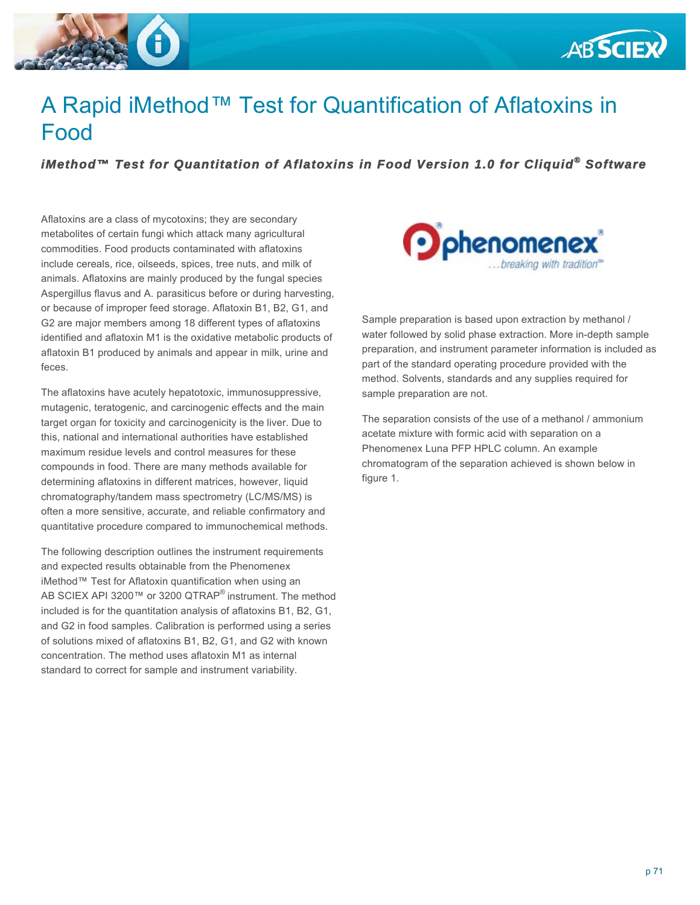# A Rapid iMethod™ Test for Quantification of Aflatoxins in Food

### *iMethod™ Test for Quantitation of Aflatoxins in Food Version 1.0 for Cliquid® Software*

Aflatoxins are a class of mycotoxins; they are secondary metabolites of certain fungi which attack many agricultural commodities. Food products contaminated with aflatoxins include cereals, rice, oilseeds, spices, tree nuts, and milk of animals. Aflatoxins are mainly produced by the fungal species Aspergillus flavus and A. parasiticus before or during harvesting, or because of improper feed storage. Aflatoxin B1, B2, G1, and G2 are major members among 18 different types of aflatoxins identified and aflatoxin M1 is the oxidative metabolic products of aflatoxin B1 produced by animals and appear in milk, urine and feces.

The aflatoxins have acutely hepatotoxic, immunosuppressive, mutagenic, teratogenic, and carcinogenic effects and the main target organ for toxicity and carcinogenicity is the liver. Due to this, national and international authorities have established maximum residue levels and control measures for these compounds in food. There are many methods available for determining aflatoxins in different matrices, however, liquid chromatography/tandem mass spectrometry (LC/MS/MS) is often a more sensitive, accurate, and reliable confirmatory and quantitative procedure compared to immunochemical methods.

The following description outlines the instrument requirements and expected results obtainable from the Phenomenex iMethod™ Test for Aflatoxin quantification when using an AB SCIEX API 3200™ or 3200 QTRAP® instrument. The method included is for the quantitation analysis of aflatoxins B1, B2, G1, and G2 in food samples. Calibration is performed using a series of solutions mixed of aflatoxins B1, B2, G1, and G2 with known concentration. The method uses aflatoxin M1 as internal standard to correct for sample and instrument variability.

Sample preparation is based upon extraction by methanol / water followed by solid phase extraction. More in-depth sample preparation, and instrument parameter information is included as part of the standard operating procedure provided with the method. Solvents, standards and any supplies required for sample preparation are not.

The separation consists of the use of a methanol / ammonium acetate mixture with formic acid with separation on a Phenomenex Luna PFP HPLC column. An example chromatogram of the separation achieved is shown below in figure 1.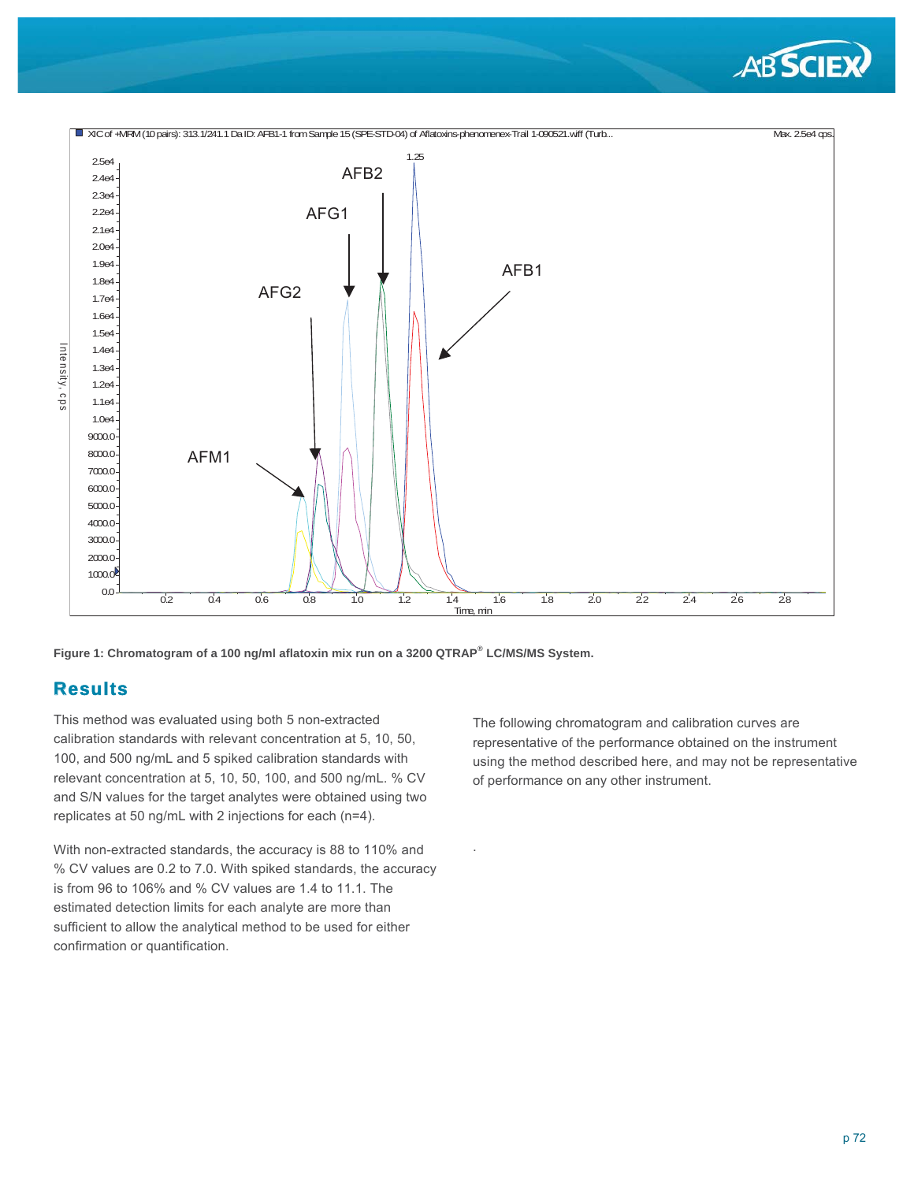Figure 1: Chromatogram of a 100 ng/ml aflatoxin mix run on a 3200 QTRAP® LC/MS/MS System.

## Results

This method was evaluated using both 5 non-extracted calibration standards with relevant concentration at 5, 10, 50, 100, and 500 ng/mL and 5 spiked calibration standards with relevant concentration at 5, 10, 50, 100, and 500 ng/mL. % CV and S/N values for the target analytes were obtained using two replicates at 50 ng/mL with 2 injections for each (n=4).

With non-extracted standards, the accuracy is 88 to 110% and % CV values are 0.2 to 7.0. With spiked standards, the accuracy is from 96 to 106% and % CV values are 1.4 to 11.1. The estimated detection limits for each analyte are more than sufficient to allow the analytical method to be used for either confirmation or quantification.

The following chromatogram and calibration curves are representative of the performance obtained on the instrument using the method described here, and may not be representative of performance on any other instrument.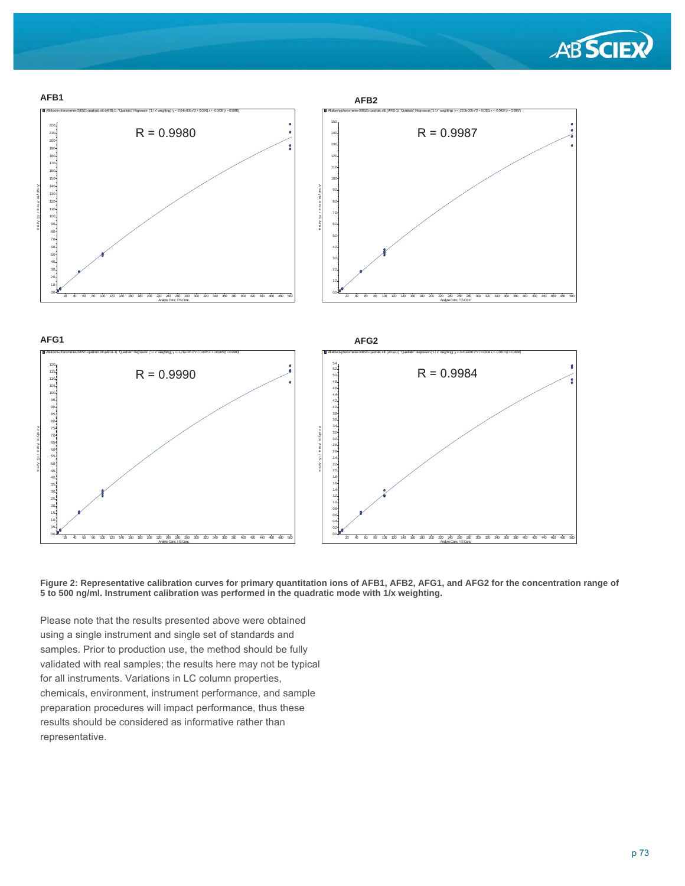**AFB1**

R = 0.9980

**AFB2**

R = 0.9987

**AFG1**

R = 0.9990

**AFG2**

R = 0.9984

**Figure 2: Representative calibration curves for primary quantitation ions of AFB1, AFB2, AFG1, and AFG2 for the concentration range of 5 to 500 ng/ml. Instrument calibration was performed in the quadratic mode with 1/x weighting.**

Please note that the results presented above were obtained using a single instrument and single set of standards and samples. Prior to production use, the method should be fully validated with real samples; the results here may not be typical for all instruments. Variations in LC column properties, chemicals, environment, instrument performance, and sample preparation procedures will impact performance, thus these results should be considered as informative rather than representative.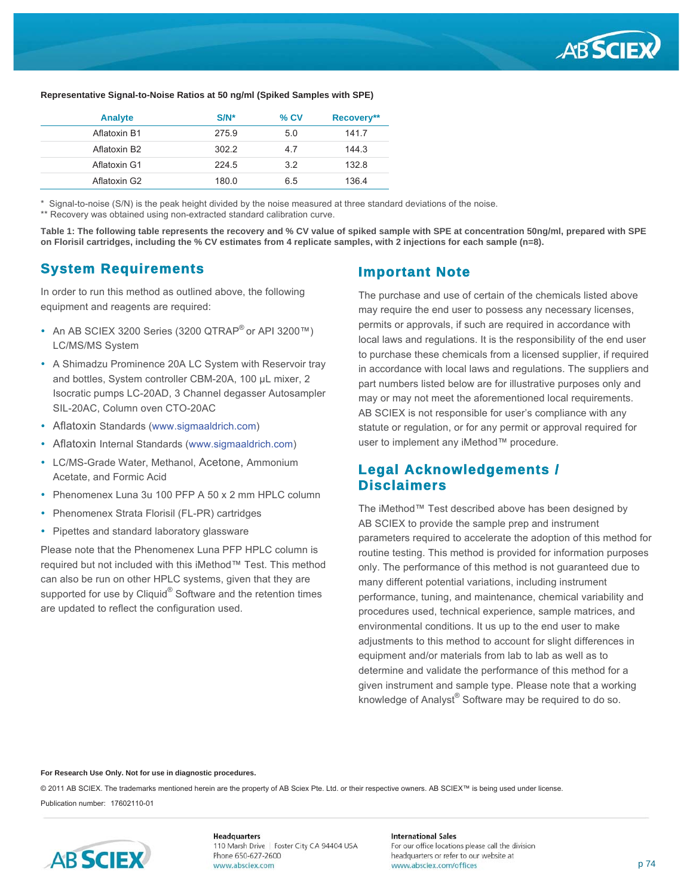**Representative Signal-to-Noise Ratios at 50 ng/ml (Spiked Samples with SPE)**

| Analyte | S/N* | % CV | Recovery** |
|---|---|---|---|
| Aflatoxin B1 | 275.9 | 5.0 | 141.7 |
| Aflatoxin B2 | 302.2 | 4.7 | 144.3 |
| Aflatoxin G1 | 224.5 | 3.2 | 132.8 |
| Aflatoxin G2 | 180.0 | 6.5 | 136.4 |

\* Signal-to-noise (S/N) is the peak height divided by the noise measured at three standard deviations of the noise.
\** Recovery was obtained using non-extracted standard calibration curve.

**Table 1: The following table represents the recovery and % CV value of spiked sample with SPE at concentration 50ng/ml, prepared with SPE on Florisil cartridges, including the % CV estimates from 4 replicate samples, with 2 injections for each sample (n=8).**

## System Requirements

In order to run this method as outlined above, the following equipment and reagents are required:

- An AB SCIEX 3200 Series (3200 QTRAP® or API 3200™) LC/MS/MS System
- A Shimadzu Prominence 20A LC System with Reservoir tray and bottles, System controller CBM-20A, 100 µL mixer, 2 Isocratic pumps LC-20AD, 3 Channel degasser Autosampler SIL-20AC, Column oven CTO-20AC
- Aflatoxin Standards (www.sigmaaldrich.com)
- Aflatoxin Internal Standards (www.sigmaaldrich.com)
- LC/MS-Grade Water, Methanol, Acetone, Ammonium Acetate, and Formic Acid
- Phenomenex Luna 3u 100 PFP A 50 x 2 mm HPLC column
- Phenomenex Strata Florisil (FL-PR) cartridges
- Pipettes and standard laboratory glassware

Please note that the Phenomenex Luna PFP HPLC column is required but not included with this iMethod™ Test. This method can also be run on other HPLC systems, given that they are supported for use by Cliquid® Software and the retention times are updated to reflect the configuration used.

## Important Note

The purchase and use of certain of the chemicals listed above may require the end user to possess any necessary licenses, permits or approvals, if such are required in accordance with local laws and regulations. It is the responsibility of the end user to purchase these chemicals from a licensed supplier, if required in accordance with local laws and regulations. The suppliers and part numbers listed below are for illustrative purposes only and may or may not meet the aforementioned local requirements. AB SCIEX is not responsible for user's compliance with any statute or regulation, or for any permit or approval required for user to implement any iMethod™ procedure.

## Legal Acknowledgements / Disclaimers

The iMethod™ Test described above has been designed by AB SCIEX to provide the sample prep and instrument parameters required to accelerate the adoption of this method for routine testing. This method is provided for information purposes only. The performance of this method is not guaranteed due to many different potential variations, including instrument performance, tuning, and maintenance, chemical variability and procedures used, technical experience, sample matrices, and environmental conditions. It us up to the end user to make adjustments to this method to account for slight differences in equipment and/or materials from lab to lab as well as to determine and validate the performance of this method for a given instrument and sample type. Please note that a working knowledge of Analyst® Software may be required to do so.

**For Research Use Only. Not for use in diagnostic procedures.**

© 2011 AB SCIEX. The trademarks mentioned herein are the property of AB Sciex Pte. Ltd. or their respective owners. AB SCIEX™ is being used under license.

Publication number: 17602110-01

**Headquarters**
110 Marsh Drive | Foster City CA 94404 USA
Phone 650-627-2600
www.absciex.com

**International Sales**
For our office locations please call the division headquarters or refer to our website at
www.absciex.com/offices